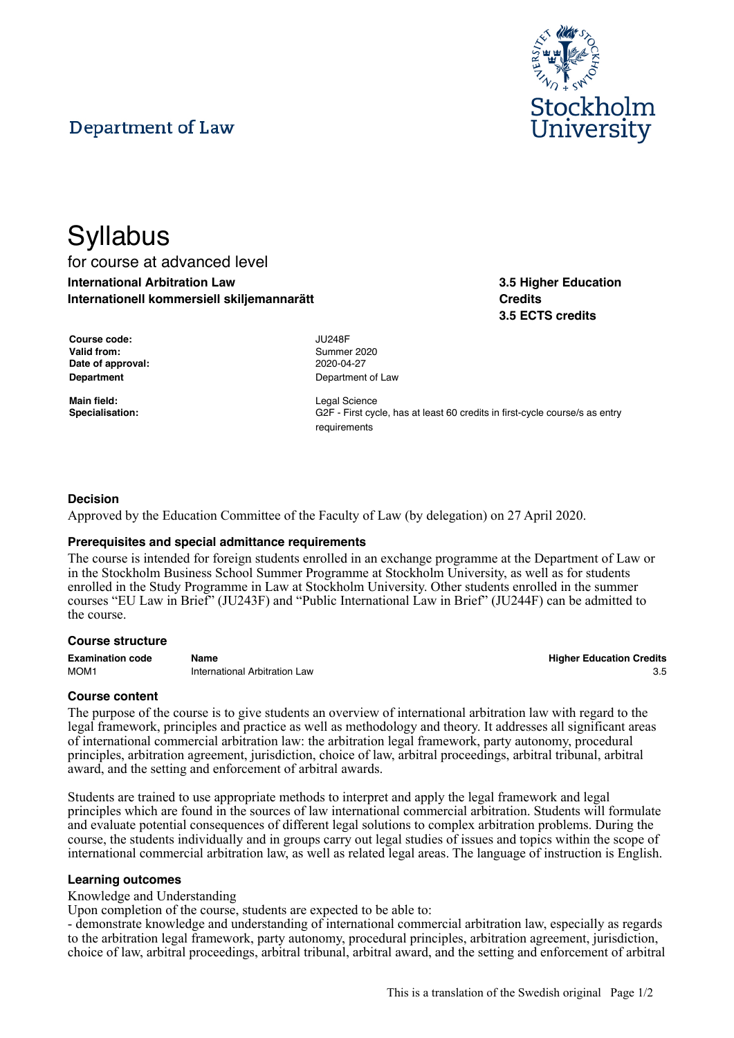Department of Law

Stockholm University

# Syllabus

for course at advanced level

**International Arbitration Law**
**Internationell kommersiell skiljemannarätt**

**3.5 Higher Education Credits**
**3.5 ECTS credits**

| | |
|---|---|
| **Course code:** | JU248F |
| **Valid from:** | Summer 2020 |
| **Date of approval:** | 2020-04-27 |
| **Department** | Department of Law |
| **Main field:** | Legal Science |
| **Specialisation:** | G2F - First cycle, has at least 60 credits in first-cycle course/s as entry requirements |

### Decision

Approved by the Education Committee of the Faculty of Law (by delegation) on 27 April 2020.

### Prerequisites and special admittance requirements

The course is intended for foreign students enrolled in an exchange programme at the Department of Law or in the Stockholm Business School Summer Programme at Stockholm University, as well as for students enrolled in the Study Programme in Law at Stockholm University. Other students enrolled in the summer courses "EU Law in Brief" (JU243F) and "Public International Law in Brief" (JU244F) can be admitted to the course.

### Course structure

| Examination code | Name | Higher Education Credits |
|---|---|---|
| MOM1 | International Arbitration Law | 3.5 |

### Course content

The purpose of the course is to give students an overview of international arbitration law with regard to the legal framework, principles and practice as well as methodology and theory. It addresses all significant areas of international commercial arbitration law: the arbitration legal framework, party autonomy, procedural principles, arbitration agreement, jurisdiction, choice of law, arbitral proceedings, arbitral tribunal, arbitral award, and the setting and enforcement of arbitral awards.

Students are trained to use appropriate methods to interpret and apply the legal framework and legal principles which are found in the sources of law international commercial arbitration. Students will formulate and evaluate potential consequences of different legal solutions to complex arbitration problems. During the course, the students individually and in groups carry out legal studies of issues and topics within the scope of international commercial arbitration law, as well as related legal areas. The language of instruction is English.

### Learning outcomes

Knowledge and Understanding
Upon completion of the course, students are expected to be able to:
- demonstrate knowledge and understanding of international commercial arbitration law, especially as regards to the arbitration legal framework, party autonomy, procedural principles, arbitration agreement, jurisdiction, choice of law, arbitral proceedings, arbitral tribunal, arbitral award, and the setting and enforcement of arbitral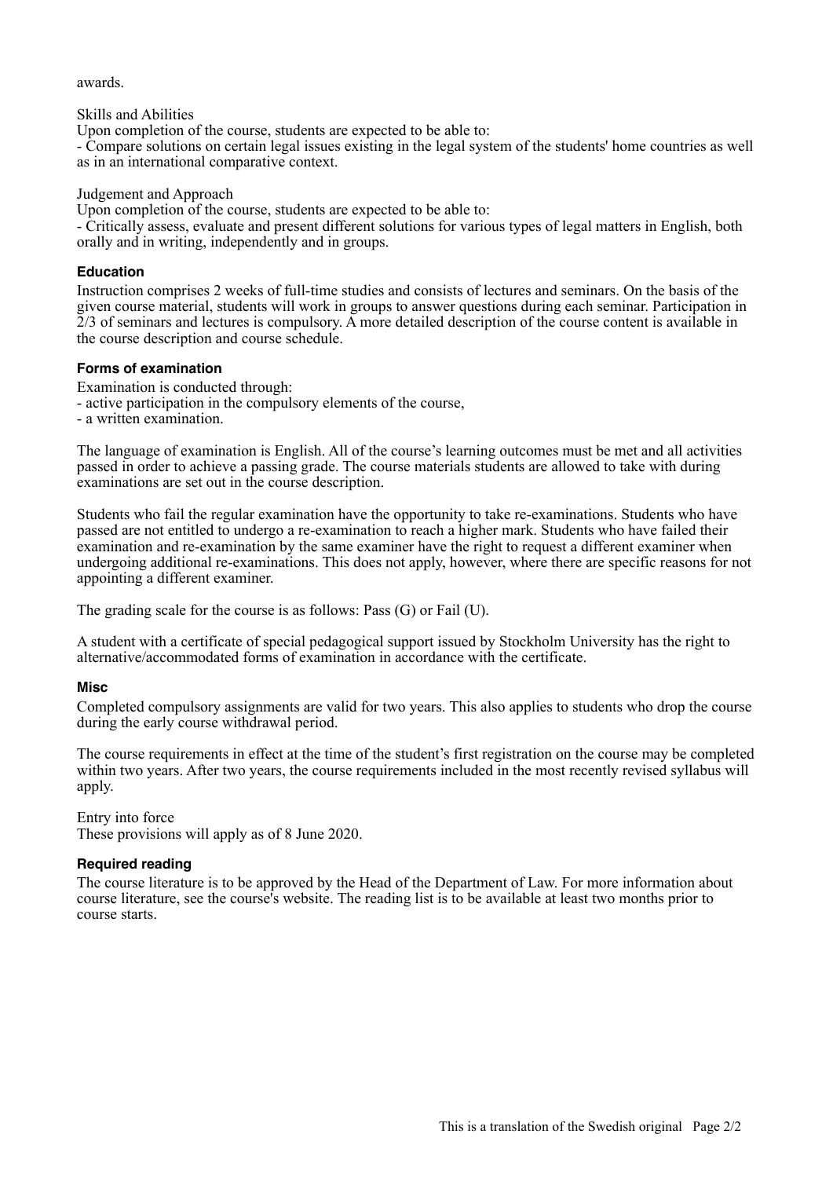awards.

Skills and Abilities
Upon completion of the course, students are expected to be able to:
- Compare solutions on certain legal issues existing in the legal system of the students' home countries as well as in an international comparative context.

Judgement and Approach
Upon completion of the course, students are expected to be able to:
- Critically assess, evaluate and present different solutions for various types of legal matters in English, both orally and in writing, independently and in groups.

### Education

Instruction comprises 2 weeks of full-time studies and consists of lectures and seminars. On the basis of the given course material, students will work in groups to answer questions during each seminar. Participation in 2/3 of seminars and lectures is compulsory. A more detailed description of the course content is available in the course description and course schedule.

### Forms of examination

Examination is conducted through:
- active participation in the compulsory elements of the course,
- a written examination.

The language of examination is English. All of the course's learning outcomes must be met and all activities passed in order to achieve a passing grade. The course materials students are allowed to take with during examinations are set out in the course description.

Students who fail the regular examination have the opportunity to take re-examinations. Students who have passed are not entitled to undergo a re-examination to reach a higher mark. Students who have failed their examination and re-examination by the same examiner have the right to request a different examiner when undergoing additional re-examinations. This does not apply, however, where there are specific reasons for not appointing a different examiner.

The grading scale for the course is as follows: Pass (G) or Fail (U).

A student with a certificate of special pedagogical support issued by Stockholm University has the right to alternative/accommodated forms of examination in accordance with the certificate.

### Misc

Completed compulsory assignments are valid for two years. This also applies to students who drop the course during the early course withdrawal period.

The course requirements in effect at the time of the student's first registration on the course may be completed within two years. After two years, the course requirements included in the most recently revised syllabus will apply.

Entry into force
These provisions will apply as of 8 June 2020.

### Required reading

The course literature is to be approved by the Head of the Department of Law. For more information about course literature, see the course's website. The reading list is to be available at least two months prior to course starts.

This is a translation of the Swedish original